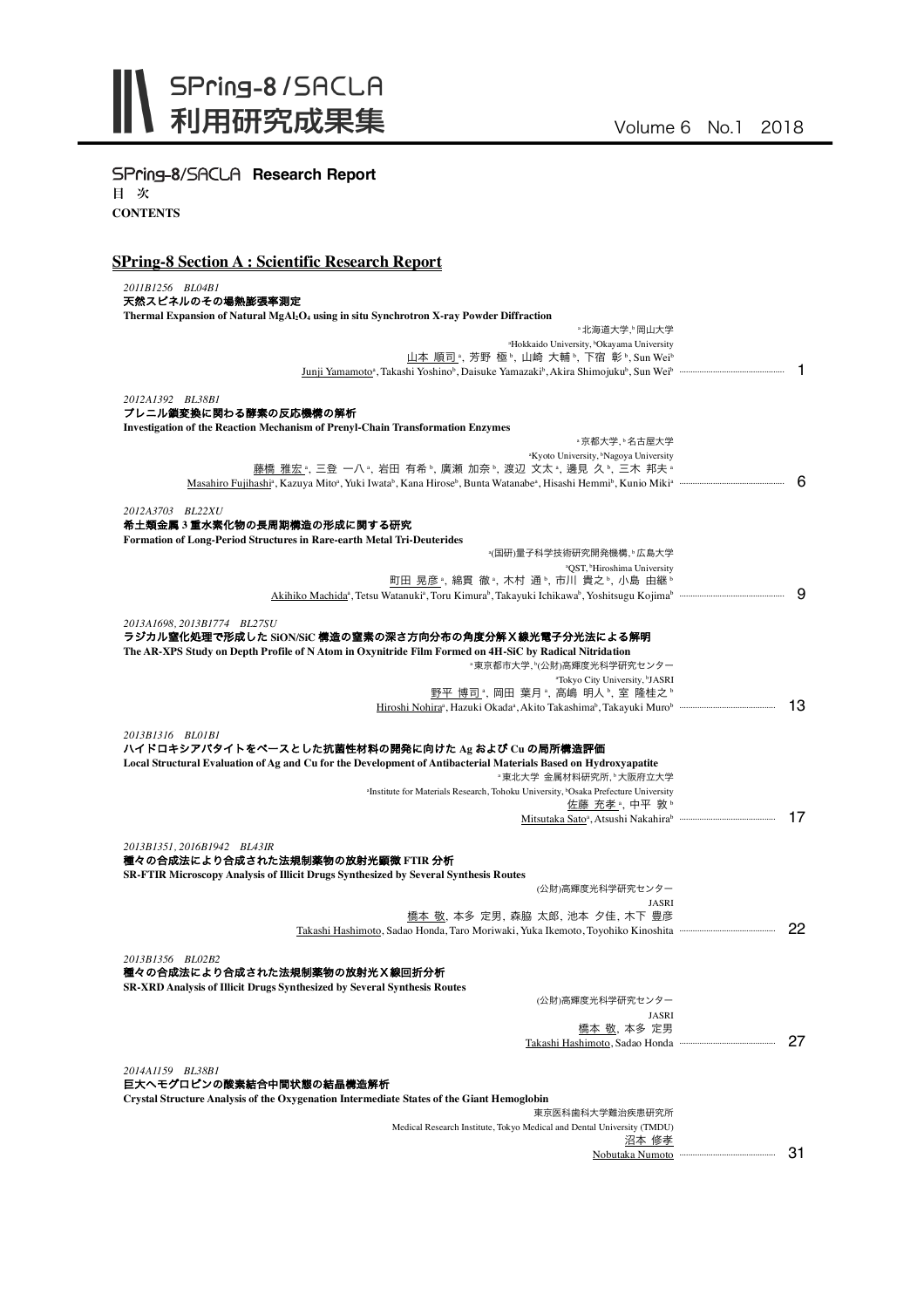# SPring-8/SACLA 利用研究成果集

## SPring-8/SACLA Research Report

目 次

**CONTENTS**

## SPring-8 Section A : Scientific Research Report

*2011B1256 BL04B1*

**天然スピネルのその場熱膨張率測定**

**Thermal Expansion of Natural $MgAl_2O_4$ using in situ Synchrotron X-ray Powder Diffraction**

[a]北海道大学, [b]岡山大学
[a]Hokkaido University, [b]Okayama University
山本 順司[a], 芳野 極[b], 山崎 大輔[b], 下宿 彰[b], Sun Wei[b]
Junji Yamamoto[a], Takashi Yoshino[b], Daisuke Yamazaki[b], Akira Shimojuku[b], Sun Wei[b] ……… 1

*2012A1392 BL38B1*

**プレニル鎖変換に関わる酵素の反応機構の解析**

**Investigation of the Reaction Mechanism of Prenyl-Chain Transformation Enzymes**

[a]京都大学, [b]名古屋大学
[a]Kyoto University, [b]Nagoya University
藤橋 雅宏[a], 三登 一八[a], 岩田 有希[b], 廣瀬 加奈[b], 渡辺 文太[a], 邊見 久[b], 三木 邦夫[a]
Masahiro Fujihashi[a], Kazuya Mito[a], Yuki Iwata[b], Kana Hirose[b], Bunta Watanabe[a], Hisashi Hemmi[b], Kunio Miki[a] ……… 6

*2012A3703 BL22XU*

**希土類金属 3 重水素化物の長周期構造の形成に関する研究**

**Formation of Long-Period Structures in Rare-earth Metal Tri-Deuterides**

[a](国研)量子科学技術研究開発機構, [b]広島大学
[a]QST, [b]Hiroshima University
町田 晃彦[a], 綿貫 徹[a], 木村 通[b], 市川 貴之[b], 小島 由継[b]
Akihiko Machida[a], Tetsu Watanuki[a], Toru Kimura[b], Takayuki Ichikawa[b], Yoshitsugu Kojima[b] ……… 9

*2013A1698, 2013B1774 BL27SU*

**ラジカル窒化処理で形成した SiON/SiC 構造の窒素の深さ方向分布の角度分解Ｘ線光電子分光法による解明**

**The AR-XPS Study on Depth Profile of N Atom in Oxynitride Film Formed on 4H-SiC by Radical Nitridation**

[a]東京都市大学, [b](公財)高輝度光科学研究センター
[a]Tokyo City University, [b]JASRI
野平 博司[a], 岡田 葉月[a], 高嶋 明人[b], 室 隆桂之[b]
Hiroshi Nohira[a], Hazuki Okada[a], Akito Takashima[b], Takayuki Muro[b] ……… 13

*2013B1316 BL01B1*

**ハイドロキシアパタイトをベースとした抗菌性材料の開発に向けた Ag および Cu の局所構造評価**

**Local Structural Evaluation of Ag and Cu for the Development of Antibacterial Materials Based on Hydroxyapatite**

[a]東北大学 金属材料研究所, [b]大阪府立大学
[a]Institute for Materials Research, Tohoku University, [b]Osaka Prefecture University
佐藤 充孝[a], 中平 敦[b]
Mitsutaka Sato[a], Atsushi Nakahira[b] ……… 17

*2013B1351, 2016B1942 BL43IR*

**種々の合成法により合成された法規制薬物の放射光顕微 FTIR 分析**

**SR-FTIR Microscopy Analysis of Illicit Drugs Synthesized by Several Synthesis Routes**

(公財)高輝度光科学研究センター
JASRI
橋本 敬, 本多 定男, 森脇 太郎, 池本 夕佳, 木下 豊彦
Takashi Hashimoto, Sadao Honda, Taro Moriwaki, Yuka Ikemoto, Toyohiko Kinoshita ……… 22

*2013B1356 BL02B2*

**種々の合成法により合成された法規制薬物の放射光Ｘ線回折分析**

**SR-XRD Analysis of Illicit Drugs Synthesized by Several Synthesis Routes**

(公財)高輝度光科学研究センター
JASRI
橋本 敬, 本多 定男
Takashi Hashimoto, Sadao Honda ……… 27

*2014A1159 BL38B1*

**巨大ヘモグロビンの酸素結合中間状態の結晶構造解析**

**Crystal Structure Analysis of the Oxygenation Intermediate States of the Giant Hemoglobin**

東京医科歯科大学難治疾患研究所
Medical Research Institute, Tokyo Medical and Dental University (TMDU)
沼本 修孝
Nobutaka Numoto ……… 31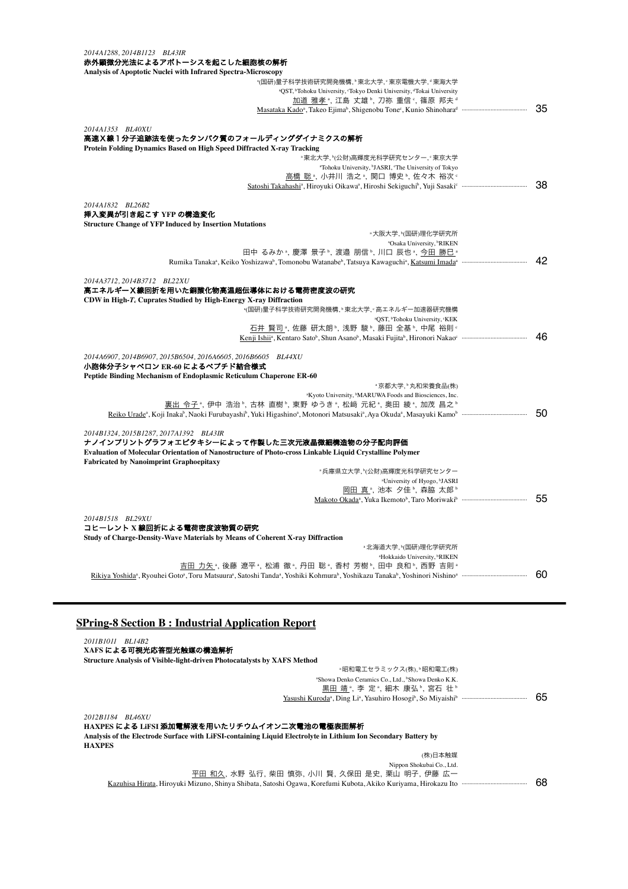*2014A1288, 2014B1123　BL43IR*

**赤外顕微分光法によるアポトーシスを起こした細胞核の解析**

**Analysis of Apoptotic Nuclei with Infrared Spectra-Microscopy**

[a](国研)量子科学技術研究開発機構, [b]東北大学, [c]東京電機大学, [d]東海大学
[a]QST, [b]Tohoku University, [c]Tokyo Denki University, [d]Tokai University
加道 雅孝[a], 江島 丈雄[b], 刀祢 重信[c], 篠原 邦夫[d]
Masataka Kado[a], Takeo Ejima[b], Shigenobu Tone[c], Kunio Shinohara[d] ………… 35

*2014A1353　BL40XU*

**高速X線1分子追跡法を使ったタンパク質のフォールディングダイナミクスの解析**

**Protein Folding Dynamics Based on High Speed Diffracted X-ray Tracking**

[a]東北大学, [b](公財)高輝度光科学研究センター, [c]東京大学
[a]Tohoku University, [b]JASRI, [c]The University of Tokyo
高橋 聡[a], 小井川 浩之[a], 関口 博史[b], 佐々木 裕次[c]
Satoshi Takahashi[a], Hiroyuki Oikawa[a], Hiroshi Sekiguchi[b], Yuji Sasaki[c] ………… 38

*2014A1832　BL26B2*

**挿入変異が引き起こす YFP の構造変化**

**Structure Change of YFP Induced by Insertion Mutations**

[a]大阪大学, [b](国研)理化学研究所
[a]Osaka University, [b]RIKEN
田中 るみか[a], 慶澤 景子[b], 渡邉 朋信[b], 川口 辰也[a], 今田 勝巳[a]
Rumika Tanaka[a], Keiko Yoshizawa[b], Tomonobu Watanabe[b], Tatsuya Kawaguchi[a], Katsumi Imada[a] ………… 42

*2014A3712, 2014B3712　BL22XU*

**高エネルギーX線回折を用いた銅酸化物高温超伝導体における電荷密度波の研究**

**CDW in High-$T_c$ Cuprates Studied by High-Energy X-ray Diffraction**

[a](国研)量子科学技術研究開発機構, [b]東北大学, [c]高エネルギー加速器研究機構
[a]QST, [b]Tohoku University, [c]KEK
石井 賢司[a], 佐藤 研太朗[b], 浅野 駿[b], 藤田 全基[b], 中尾 裕則[c]
Kenji Ishii[a], Kentaro Sato[b], Shun Asano[b], Masaki Fujita[b], Hironori Nakao[c] ………… 46

*2014A6907, 2014B6907, 2015B6504, 2016A6605, 2016B6605　BL44XU*

**小胞体分子シャペロン ER-60 によるペプチド結合様式**

**Peptide Binding Mechanism of Endoplasmic Reticulum Chaperone ER-60**

[a]京都大学, [b]丸和栄養食品(株)
[a]Kyoto University, [b]MARUWA Foods and Biosciences, Inc.
裏出 令子[a], 伊中 浩治[b], 古林 直樹[b], 東野 ゆうき[a], 松﨑 元紀[a], 奥田 綾[a], 加茂 昌之[b]
Reiko Urade[a], Koji Inaka[b], Naoki Furubayashi[b], Yuki Higashino[a], Motonori Matsusaki[a], Aya Okuda[a], Masayuki Kamo[b] ………… 50

*2014B1324, 2015B1287, 2017A1392　BL43IR*

**ナノインプリントグラフォエピタキシーによって作製した三次元液晶微細構造物の分子配向評価**

**Evaluation of Molecular Orientation of Nanostructure of Photo-cross Linkable Liquid Crystalline Polymer Fabricated by Nanoimprint Graphoepitaxy**

[a]兵庫県立大学, [b](公財)高輝度光科学研究センター
[a]University of Hyogo, [b]JASRI
岡田 真[a], 池本 夕佳[b], 森脇 太郎[b]
Makoto Okada[a], Yuka Ikemoto[b], Taro Moriwaki[b] ………… 55

*2014B1518　BL29XU*

**コヒーレント X 線回折による電荷密度波物質の研究**

**Study of Charge-Density-Wave Materials by Means of Coherent X-ray Diffraction**

[a]北海道大学, [b](国研)理化学研究所
[a]Hokkaido University, [b]RIKEN
吉田 力矢[a], 後藤 遼平[a], 松浦 徹[a], 丹田 聡[a], 香村 芳樹[b], 田中 良和[b], 西野 吉則[a]
Rikiya Yoshida[a], Ryouhei Goto[a], Toru Matsuura[a], Satoshi Tanda[a], Yoshiki Kohmura[b], Yoshikazu Tanaka[b], Yoshinori Nishino[a] ………… 60

## SPring-8 Section B : Industrial Application Report

*2011B1011　BL14B2*

**XAFS による可視光応答型光触媒の構造解析**

**Structure Analysis of Visible-light-driven Photocatalysts by XAFS Method**

[a]昭和電工セラミックス(株), [b]昭和電工(株)
[a]Showa Denko Ceramics Co., Ltd., [b]Showa Denko K.K.
黒田 靖[a], 李 定[a], 細木 康弘[b], 宮石 壮[b]
Yasushi Kuroda[a], Ding Li[a], Yasuhiro Hosogi[b], So Miyaishi[b] ………… 65

*2012B1184　BL46XU*

**HAXPES による LiFSI 添加電解液を用いたリチウムイオン二次電池の電極表面解析**

**Analysis of the Electrode Surface with LiFSI-containing Liquid Electrolyte in Lithium Ion Secondary Battery by HAXPES**

(株)日本触媒
Nippon Shokubai Co., Ltd.
平田 和久, 水野 弘行, 柴田 慎弥, 小川 賢, 久保田 是史, 栗山 明子, 伊藤 広一
Kazuhisa Hirata, Hiroyuki Mizuno, Shinya Shibata, Satoshi Ogawa, Korefumi Kubota, Akiko Kuriyama, Hirokazu Ito ………… 68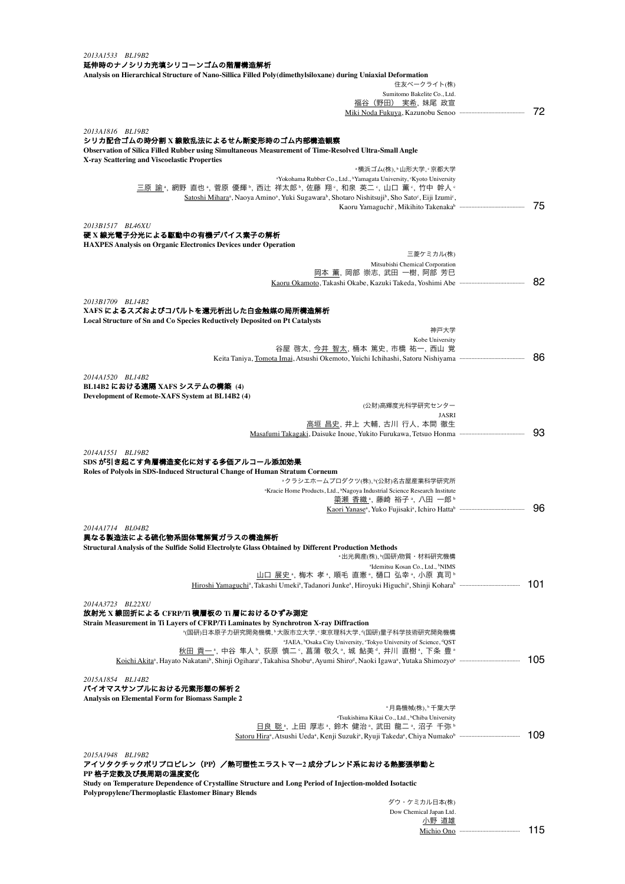*2013A1533 BL19B2*

**延伸時のナノシリカ充填シリコーンゴムの階層構造解析**

**Analysis on Hierarchical Structure of Nano-Sillica Filled Poly(dimethylsiloxane) during Uniaxial Deformation**

住友ベークライト(株)
Sumitomo Bakelite Co., Ltd.
福谷（野田） 実希, 妹尾 政宣
Miki Noda Fukuya, Kazunobu Senoo ……… 72

*2013A1816 BL19B2*

**シリカ配合ゴムの時分割 X 線散乱法によるせん断変形時のゴム内部構造観察**

**Observation of Silica Filled Rubber using Simultaneous Measurement of Time-Resolved Ultra-Small Angle X-ray Scattering and Viscoelastic Properties**

[a]横浜ゴム(株), [b]山形大学, [c]京都大学
[a]Yokohama Rubber Co., Ltd., [b]Yamagata University, [c]Kyoto University
三原 諭[a], 網野 直也[a], 菅原 優輝[b], 西辻 祥太郎[b], 佐藤 翔[c], 和泉 英二[c], 山口 薫[c], 竹中 幹人[c]
Satoshi Mihara[a], Naoya Amino[a], Yuki Sugawara[b], Shotaro Nishitsuji[b], Sho Sato[c], Eiji Izumi[c], Kaoru Yamaguchi[c], Mikihito Takenaka[b] ……… 75

*2013B1517 BL46XU*

**硬 X 線光電子分光による駆動中の有機デバイス素子の解析**

**HAXPES Analysis on Organic Electronics Devices under Operation**

三菱ケミカル(株)
Mitsubishi Chemical Corporation
岡本 薫, 岡部 崇志, 武田 一樹, 阿部 芳巳
Kaoru Okamoto, Takashi Okabe, Kazuki Takeda, Yoshimi Abe ……… 82

*2013B1709 BL14B2*

**XAFS によるスズおよびコバルトを還元析出した白金触媒の局所構造解析**

**Local Structure of Sn and Co Species Reductively Deposited on Pt Catalysts**

神戸大学
Kobe University
谷屋 啓太, 今井 智大, 桶本 篤史, 市橋 祐一, 西山 覚
Keita Taniya, Tomota Imai, Atsushi Okemoto, Yuichi Ichihashi, Satoru Nishiyama ……… 86

*2014A1520 BL14B2*

**BL14B2 における遠隔 XAFS システムの構築 (4)**

**Development of Remote-XAFS System at BL14B2 (4)**

(公財)高輝度光科学研究センター
JASRI
高垣 昌史, 井上 大輔, 古川 行人, 本間 徹生
Masafumi Takagaki, Daisuke Inoue, Yukito Furukawa, Tetsuo Honma ……… 93

*2014A1551 BL19B2*

**SDS が引き起こす角層構造変化に対する多価アルコール添加効果**

**Roles of Polyols in SDS-Induced Structural Change of Human Stratum Corneum**

[a]クラシエホームプロダクツ(株), [b](公財)名古屋産業科学研究所
[a]Kracie Home Products, Ltd., [b]Nagoya Industrial Science Research Institute
簗瀬 香織[a], 藤崎 裕子[a], 八田 一郎[b]
Kaori Yanase[a], Yuko Fujisaki[a], Ichiro Hatta[b] ……… 96

*2014A1714 BL04B2*

**異なる製造法による硫化物系固体電解質ガラスの構造解析**

**Structural Analysis of the Sulfide Solid Electrolyte Glass Obtained by Different Production Methods**

[a]出光興産(株), [b](国研)物質・材料研究機構
[a]Idemitsu Kosan Co., Ltd., [b]NIMS
山口 展史[a], 梅木 孝[a], 順毛 直憲[a], 樋口 弘幸[a], 小原 真司[b]
Hiroshi Yamaguchi[a], Takashi Umeki[a], Tadanori Junke[a], Hiroyuki Higuchi[a], Shinji Kohara[b] ……… 101

*2014A3723 BL22XU*

**放射光 X 線回折による CFRP/Ti 積層板の Ti 層におけるひずみ測定**

**Strain Measurement in Ti Layers of CFRP/Ti Laminates by Synchrotron X-ray Diffraction**

[a](国研)日本原子力研究開発機構, [b]大阪市立大学, [c]東京理科大学, [d](国研)量子科学技術研究開発機構
[a]JAEA, [b]Osaka City University, [c]Tokyo University of Science, [d]QST
秋田 貢一[a], 中谷 隼人[b], 荻原 慎二[c], 菖蒲 敬久[a], 城 鮎美[d], 井川 直樹[a], 下条 豊[a]
Koichi Akita[a], Hayato Nakatani[b], Shinji Ogihara[c], Takahisa Shobu[a], Ayumi Shiro[d], Naoki Igawa[a], Yutaka Shimozyo[a] ……… 105

*2015A1854 BL14B2*

**バイオマスサンプルにおける元素形態の解析 2**

**Analysis on Elemental Form for Biomass Sample 2**

[a]月島機械(株), [b]千葉大学
[a]Tsukishima Kikai Co., Ltd., [b]Chiba University
日良 聡[a], 上田 厚志[a], 鈴木 健治[a], 武田 龍二[a], 沼子 千弥[b]
Satoru Hira[a], Atsushi Ueda[a], Kenji Suzuki[a], Ryuji Takeda[a], Chiya Numako[b] ……… 109

*2015A1948 BL19B2*

**アイソタクチックポリプロピレン（PP）／熱可塑性エラストマー2 成分ブレンド系における熱膨張挙動と PP 格子定数及び長周期の温度変化**

**Study on Temperature Dependence of Crystalline Structure and Long Period of Injection-molded Isotactic Polypropylene/Thermoplastic Elastomer Binary Blends**

ダウ・ケミカル日本(株)
Dow Chemical Japan Ltd.
小野 道雄
Michio Ono ……… 115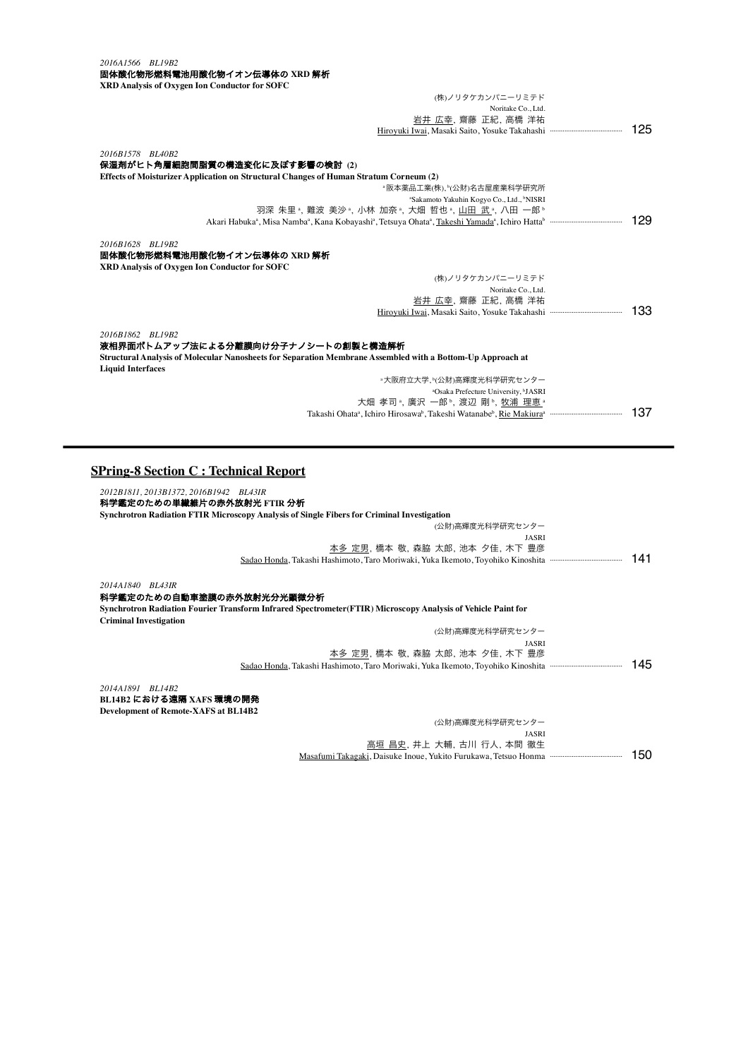*2016A1566　BL19B2*

**固体酸化物形燃料電池用酸化物イオン伝導体の XRD 解析**

**XRD Analysis of Oxygen Ion Conductor for SOFC**

(株)ノリタケカンパニーリミテド
Noritake Co., Ltd.
岩井 広幸, 齋藤 正紀, 髙橋 洋祐
Hiroyuki Iwai, Masaki Saito, Yosuke Takahashi ……… 125

*2016B1578　BL40B2*

**保湿剤がヒト角層細胞間脂質の構造変化に及ぼす影響の検討 (2)**

**Effects of Moisturizer Application on Structural Changes of Human Stratum Corneum (2)**

[a]阪本薬品工業(株), [b](公財)名古屋産業科学研究所
[a]Sakamoto Yakuhin Kogyo Co., Ltd., [b]NISRI
羽深 朱里[a], 難波 美沙[a], 小林 加奈[a], 大畑 哲也[a], 山田 武[a], 八田 一郎[b]
Akari Habuka[a], Misa Namba[a], Kana Kobayashi[a], Tetsuya Ohata[a], Takeshi Yamada[a], Ichiro Hatta[b] ……… 129

*2016B1628　BL19B2*

**固体酸化物形燃料電池用酸化物イオン伝導体の XRD 解析**

**XRD Analysis of Oxygen Ion Conductor for SOFC**

(株)ノリタケカンパニーリミテド
Noritake Co., Ltd.
岩井 広幸, 齋藤 正紀, 髙橋 洋祐
Hiroyuki Iwai, Masaki Saito, Yosuke Takahashi ……… 133

*2016B1862　BL19B2*

**液相界面ボトムアップ法による分離膜向け分子ナノシートの創製と構造解析**

**Structural Analysis of Molecular Nanosheets for Separation Membrane Assembled with a Bottom-Up Approach at Liquid Interfaces**

[a]大阪府立大学, [b](公財)高輝度光科学研究センター
[a]Osaka Prefecture University, [b]JASRI
大畑 孝司[a], 廣沢 一郎[b], 渡辺 剛[b], 牧浦 理恵[a]
Takashi Ohata[a], Ichiro Hirosawa[b], Takeshi Watanabe[b], Rie Makiura[a] ……… 137

## SPring-8 Section C : Technical Report

*2012B1811, 2013B1372, 2016B1942　BL43IR*

**科学鑑定のための単繊維片の赤外放射光 FTIR 分析**

**Synchrotron Radiation FTIR Microscopy Analysis of Single Fibers for Criminal Investigation**

(公財)高輝度光科学研究センター
JASRI
本多 定男, 橋本 敬, 森脇 太郎, 池本 夕佳, 木下 豊彦
Sadao Honda, Takashi Hashimoto, Taro Moriwaki, Yuka Ikemoto, Toyohiko Kinoshita ……… 141

*2014A1840　BL43IR*

**科学鑑定のための自動車塗膜の赤外放射光分光顕微分析**

**Synchrotron Radiation Fourier Transform Infrared Spectrometer(FTIR) Microscopy Analysis of Vehicle Paint for Criminal Investigation**

(公財)高輝度光科学研究センター
JASRI
本多 定男, 橋本 敬, 森脇 太郎, 池本 夕佳, 木下 豊彦
Sadao Honda, Takashi Hashimoto, Taro Moriwaki, Yuka Ikemoto, Toyohiko Kinoshita ……… 145

*2014A1891　BL14B2*

**BL14B2 における遠隔 XAFS 環境の開発**

**Development of Remote-XAFS at BL14B2**

(公財)高輝度光科学研究センター
JASRI
高垣 昌史, 井上 大輔, 古川 行人, 本間 徹生
Masafumi Takagaki, Daisuke Inoue, Yukito Furukawa, Tetsuo Honma ……… 150